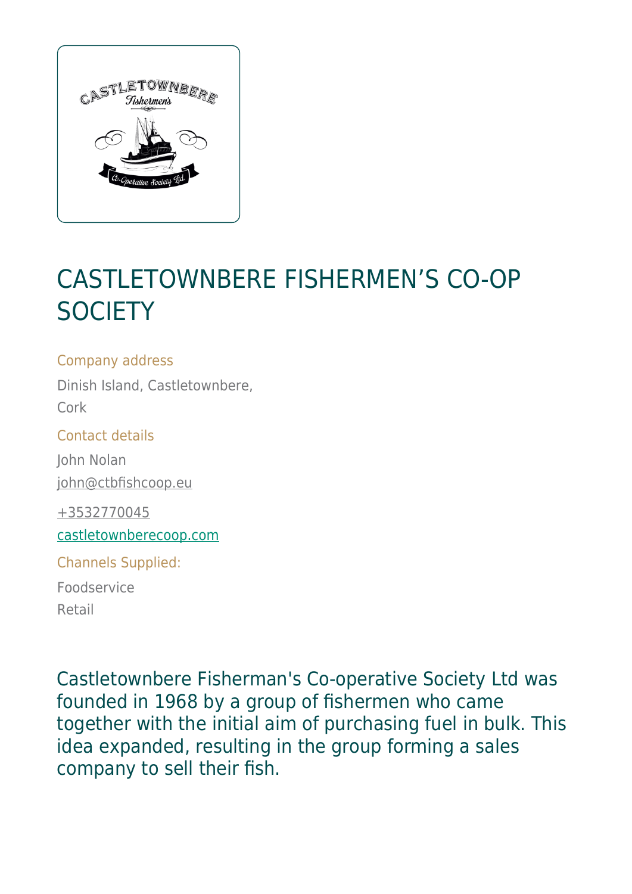# CASTLETOWNBERE FISHERMEN’S CO-OP SOCIETY

Company address

Dinish Island, Castletownbere,
Cork

Contact details

John Nolan
john@ctbfishcoop.eu

+3532770045
castletownberecoop.com

Channels Supplied:

Foodservice
Retail

Castletownbere Fisherman's Co-operative Society Ltd was founded in 1968 by a group of fishermen who came together with the initial aim of purchasing fuel in bulk. This idea expanded, resulting in the group forming a sales company to sell their fish.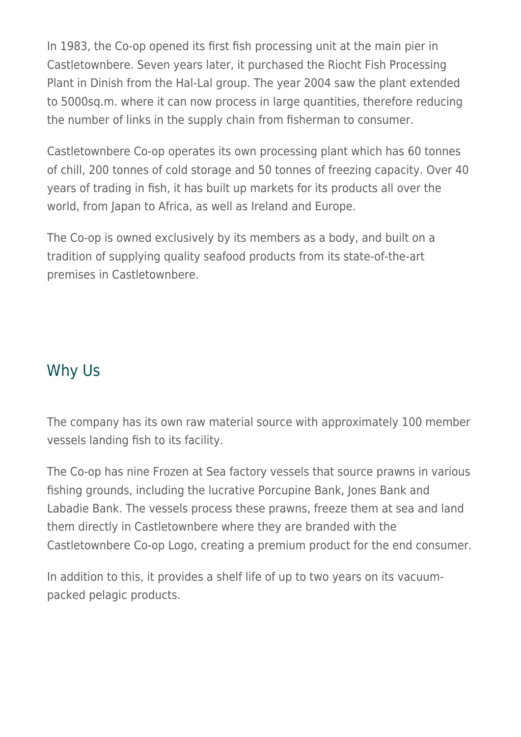In 1983, the Co-op opened its first fish processing unit at the main pier in Castletownbere. Seven years later, it purchased the Riocht Fish Processing Plant in Dinish from the Hal-Lal group. The year 2004 saw the plant extended to 5000sq.m. where it can now process in large quantities, therefore reducing the number of links in the supply chain from fisherman to consumer.

Castletownbere Co-op operates its own processing plant which has 60 tonnes of chill, 200 tonnes of cold storage and 50 tonnes of freezing capacity. Over 40 years of trading in fish, it has built up markets for its products all over the world, from Japan to Africa, as well as Ireland and Europe.

The Co-op is owned exclusively by its members as a body, and built on a tradition of supplying quality seafood products from its state-of-the-art premises in Castletownbere.

## Why Us

The company has its own raw material source with approximately 100 member vessels landing fish to its facility.

The Co-op has nine Frozen at Sea factory vessels that source prawns in various fishing grounds, including the lucrative Porcupine Bank, Jones Bank and Labadie Bank. The vessels process these prawns, freeze them at sea and land them directly in Castletownbere where they are branded with the Castletownbere Co-op Logo, creating a premium product for the end consumer.

In addition to this, it provides a shelf life of up to two years on its vacuum-packed pelagic products.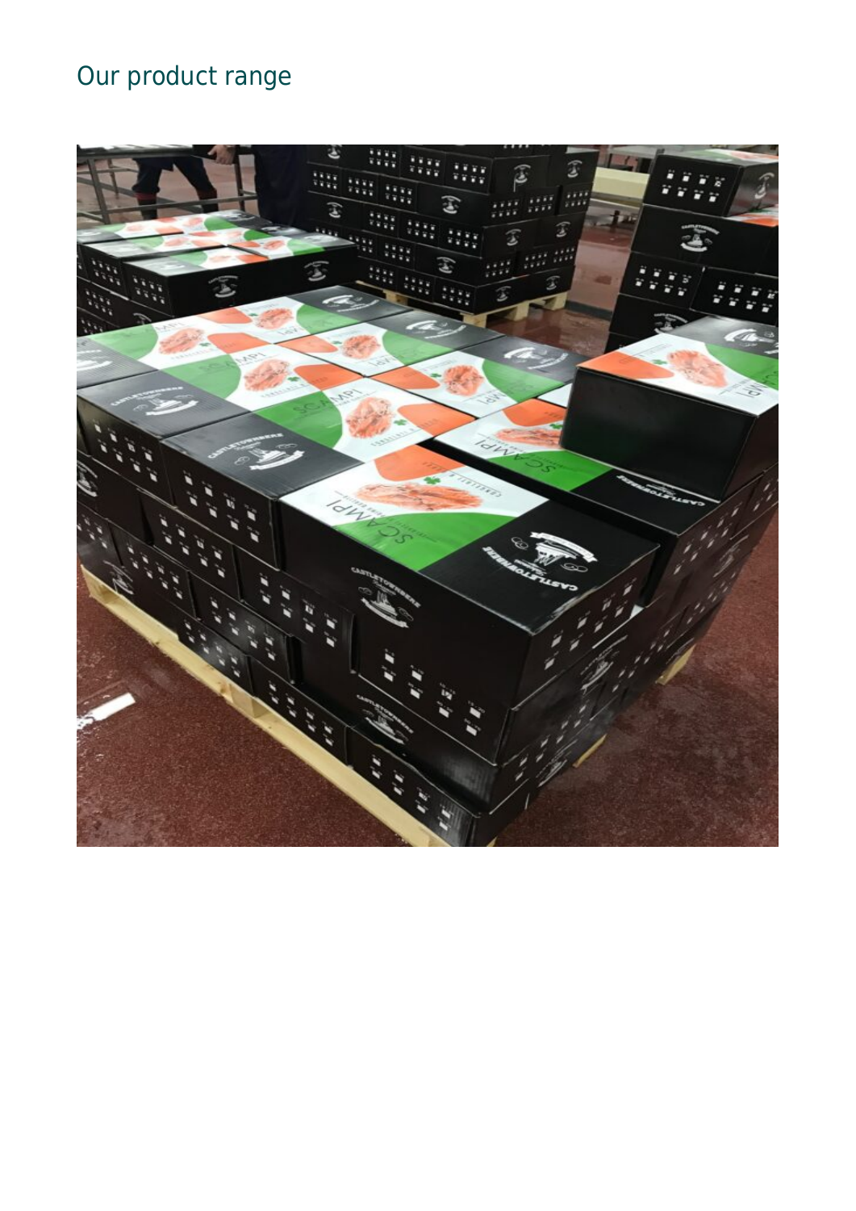## Our product range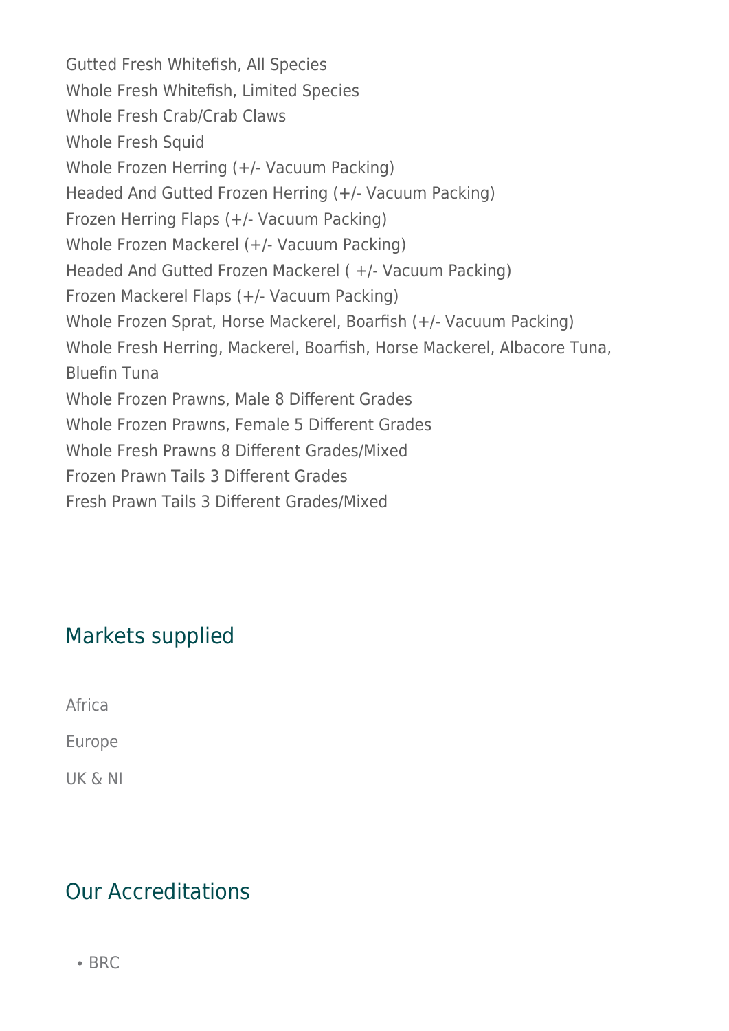Gutted Fresh Whitefish, All Species
Whole Fresh Whitefish, Limited Species
Whole Fresh Crab/Crab Claws
Whole Fresh Squid
Whole Frozen Herring (+/- Vacuum Packing)
Headed And Gutted Frozen Herring (+/- Vacuum Packing)
Frozen Herring Flaps (+/- Vacuum Packing)
Whole Frozen Mackerel (+/- Vacuum Packing)
Headed And Gutted Frozen Mackerel ( +/- Vacuum Packing)
Frozen Mackerel Flaps (+/- Vacuum Packing)
Whole Frozen Sprat, Horse Mackerel, Boarfish (+/- Vacuum Packing)
Whole Fresh Herring, Mackerel, Boarfish, Horse Mackerel, Albacore Tuna, Bluefin Tuna
Whole Frozen Prawns, Male 8 Different Grades
Whole Frozen Prawns, Female 5 Different Grades
Whole Fresh Prawns 8 Different Grades/Mixed
Frozen Prawn Tails 3 Different Grades
Fresh Prawn Tails 3 Different Grades/Mixed

## Markets supplied

Africa

Europe

UK & NI

## Our Accreditations

- BRC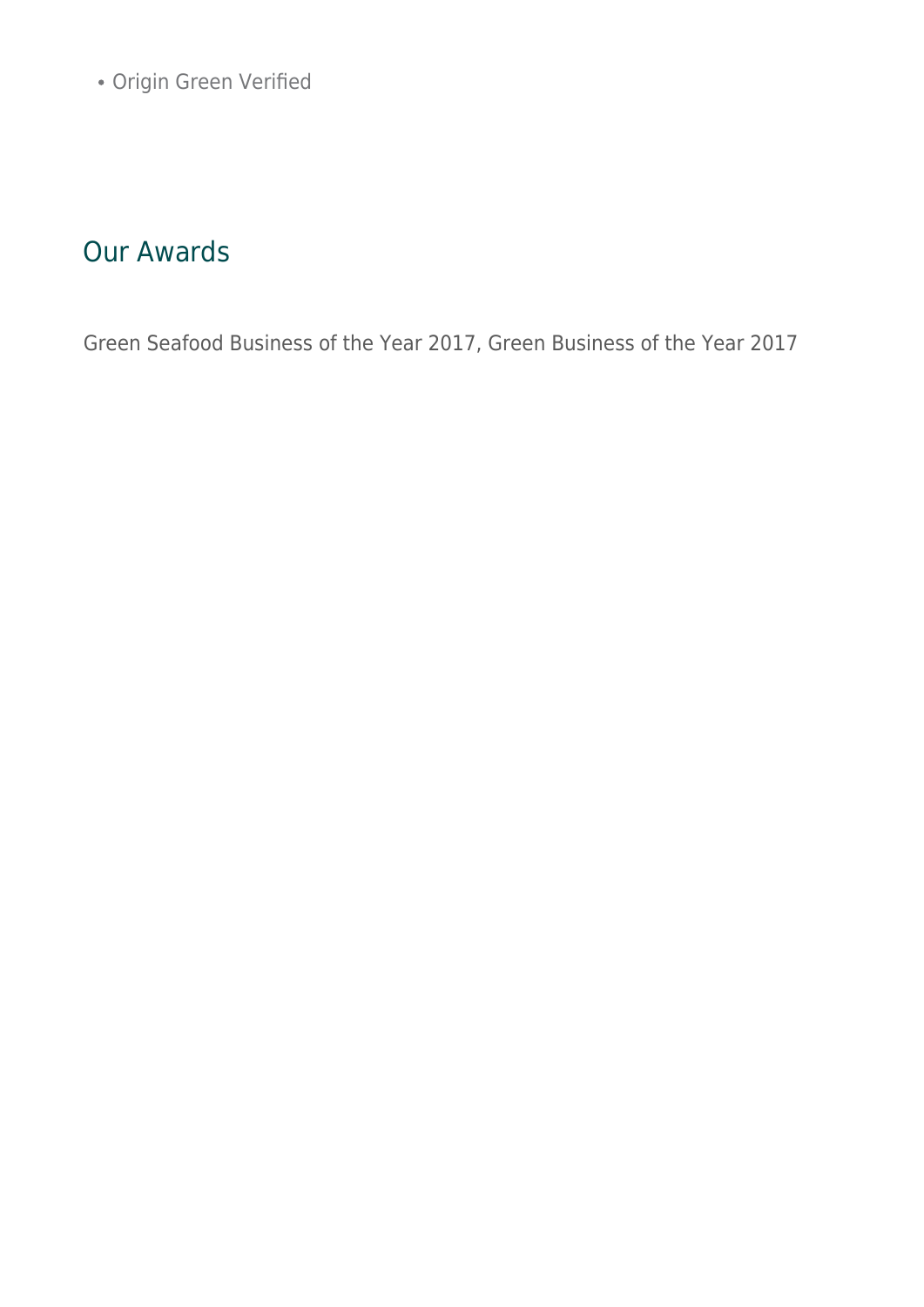- Origin Green Verified

## Our Awards

Green Seafood Business of the Year 2017, Green Business of the Year 2017